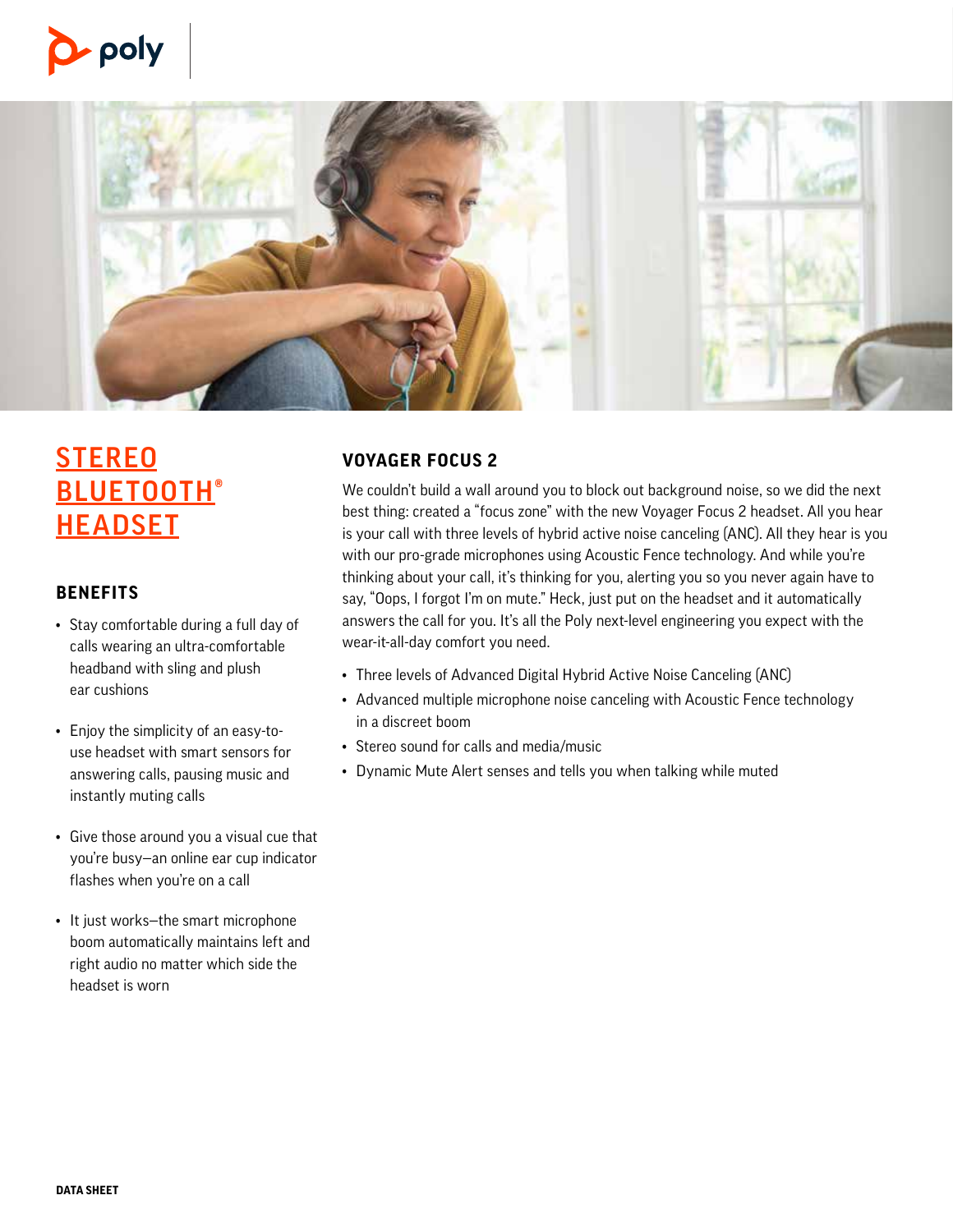poly

# STEREO BLUETOOTH® HEADSET

## BENEFITS

- Stay comfortable during a full day of calls wearing an ultra-comfortable headband with sling and plush ear cushions
- Enjoy the simplicity of an easy-to-use headset with smart sensors for answering calls, pausing music and instantly muting calls
- Give those around you a visual cue that you're busy—an online ear cup indicator flashes when you're on a call
- It just works—the smart microphone boom automatically maintains left and right audio no matter which side the headset is worn

## VOYAGER FOCUS 2

We couldn't build a wall around you to block out background noise, so we did the next best thing: created a "focus zone" with the new Voyager Focus 2 headset. All you hear is your call with three levels of hybrid active noise canceling (ANC). All they hear is you with our pro-grade microphones using Acoustic Fence technology. And while you're thinking about your call, it's thinking for you, alerting you so you never again have to say, "Oops, I forgot I'm on mute." Heck, just put on the headset and it automatically answers the call for you. It's all the Poly next-level engineering you expect with the wear-it-all-day comfort you need.

- Three levels of Advanced Digital Hybrid Active Noise Canceling (ANC)
- Advanced multiple microphone noise canceling with Acoustic Fence technology in a discreet boom
- Stereo sound for calls and media/music
- Dynamic Mute Alert senses and tells you when talking while muted

DATA SHEET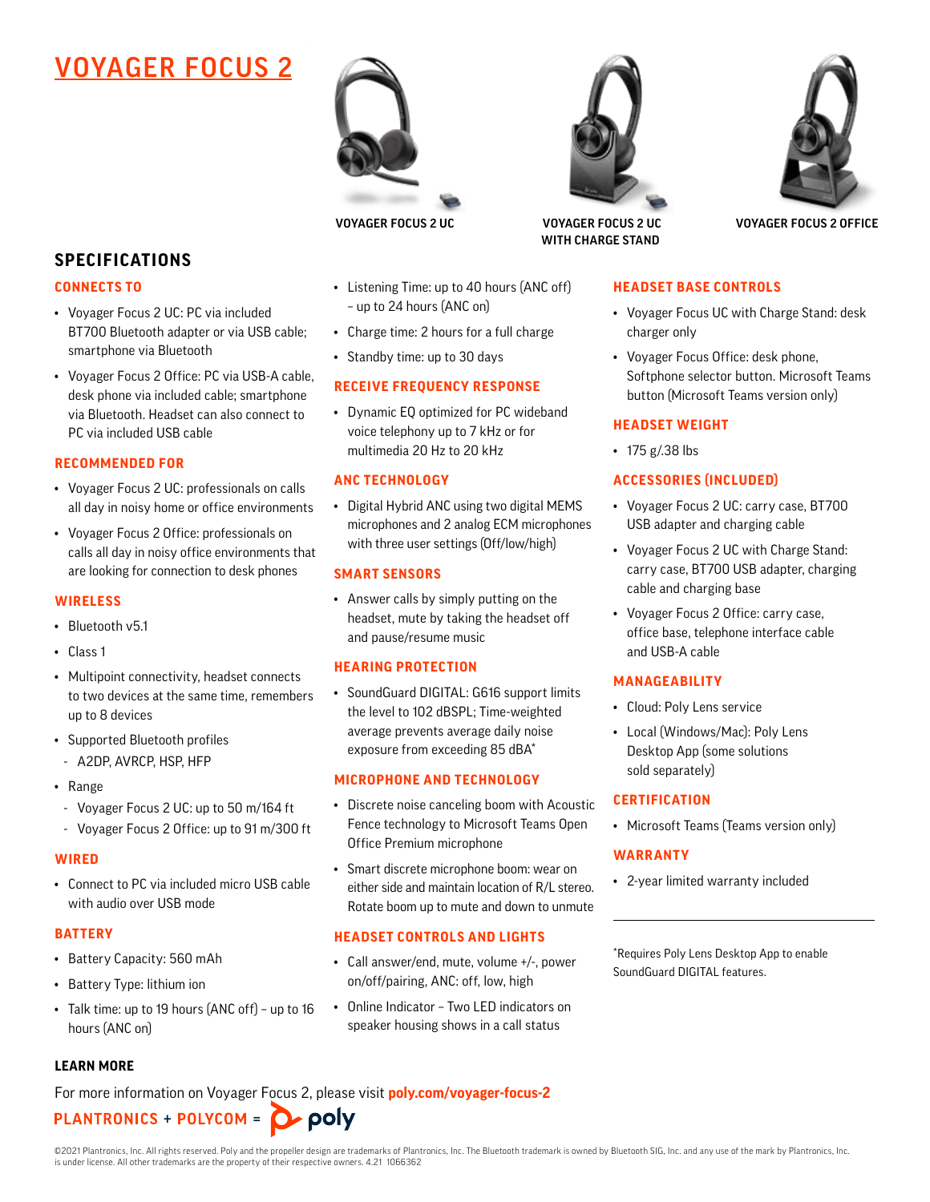# VOYAGER FOCUS 2

VOYAGER FOCUS 2 UC

VOYAGER FOCUS 2 UC WITH CHARGE STAND

VOYAGER FOCUS 2 OFFICE

## SPECIFICATIONS

### CONNECTS TO

- Voyager Focus 2 UC: PC via included BT700 Bluetooth adapter or via USB cable; smartphone via Bluetooth
- Voyager Focus 2 Office: PC via USB-A cable, desk phone via included cable; smartphone via Bluetooth. Headset can also connect to PC via included USB cable

### RECOMMENDED FOR

- Voyager Focus 2 UC: professionals on calls all day in noisy home or office environments
- Voyager Focus 2 Office: professionals on calls all day in noisy office environments that are looking for connection to desk phones

### WIRELESS

- Bluetooth v5.1
- Class 1
- Multipoint connectivity, headset connects to two devices at the same time, remembers up to 8 devices
- Supported Bluetooth profiles
  - A2DP, AVRCP, HSP, HFP
- Range
  - Voyager Focus 2 UC: up to 50 m/164 ft
  - Voyager Focus 2 Office: up to 91 m/300 ft

### WIRED

- Connect to PC via included micro USB cable with audio over USB mode

### BATTERY

- Battery Capacity: 560 mAh
- Battery Type: lithium ion
- Talk time: up to 19 hours (ANC off) – up to 16 hours (ANC on)
- Listening Time: up to 40 hours (ANC off) – up to 24 hours (ANC on)
- Charge time: 2 hours for a full charge
- Standby time: up to 30 days

### RECEIVE FREQUENCY RESPONSE

- Dynamic EQ optimized for PC wideband voice telephony up to 7 kHz or for multimedia 20 Hz to 20 kHz

### ANC TECHNOLOGY

- Digital Hybrid ANC using two digital MEMS microphones and 2 analog ECM microphones with three user settings (Off/low/high)

### SMART SENSORS

- Answer calls by simply putting on the headset, mute by taking the headset off and pause/resume music

### HEARING PROTECTION

- SoundGuard DIGITAL: G616 support limits the level to 102 dBSPL; Time-weighted average prevents average daily noise exposure from exceeding 85 dBA*

### MICROPHONE AND TECHNOLOGY

- Discrete noise canceling boom with Acoustic Fence technology to Microsoft Teams Open Office Premium microphone
- Smart discrete microphone boom: wear on either side and maintain location of R/L stereo. Rotate boom up to mute and down to unmute

### HEADSET CONTROLS AND LIGHTS

- Call answer/end, mute, volume +/-, power on/off/pairing, ANC: off, low, high
- Online Indicator – Two LED indicators on speaker housing shows in a call status

### HEADSET BASE CONTROLS

- Voyager Focus UC with Charge Stand: desk charger only
- Voyager Focus Office: desk phone, Softphone selector button. Microsoft Teams button (Microsoft Teams version only)

### HEADSET WEIGHT

- 175 g/.38 lbs

### ACCESSORIES (INCLUDED)

- Voyager Focus 2 UC: carry case, BT700 USB adapter and charging cable
- Voyager Focus 2 UC with Charge Stand: carry case, BT700 USB adapter, charging cable and charging base
- Voyager Focus 2 Office: carry case, office base, telephone interface cable and USB-A cable

### MANAGEABILITY

- Cloud: Poly Lens service
- Local (Windows/Mac): Poly Lens Desktop App (some solutions sold separately)

### CERTIFICATION

- Microsoft Teams (Teams version only)

### WARRANTY

- 2-year limited warranty included

*Requires Poly Lens Desktop App to enable SoundGuard DIGITAL features.

### LEARN MORE

For more information on Voyager Focus 2, please visit **poly.com/voyager-focus-2**

PLANTRONICS + POLYCOM = poly

©2021 Plantronics, Inc. All rights reserved. Poly and the propeller design are trademarks of Plantronics, Inc. The Bluetooth trademark is owned by Bluetooth SIG, Inc. and any use of the mark by Plantronics, Inc. is under license. All other trademarks are the property of their respective owners. 4.21 1066362